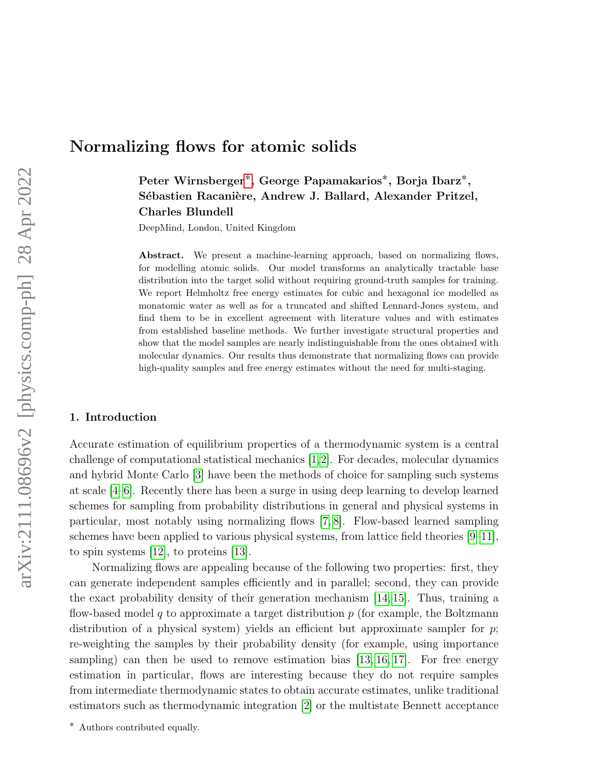# Normalizing flows for atomic solids

**Peter Wirnsberger*, George Papamakarios*, Borja Ibarz*, Sébastien Racanière, Andrew J. Ballard, Alexander Pritzel, Charles Blundell**

DeepMind, London, United Kingdom

**Abstract.** We present a machine-learning approach, based on normalizing flows, for modelling atomic solids. Our model transforms an analytically tractable base distribution into the target solid without requiring ground-truth samples for training. We report Helmholtz free energy estimates for cubic and hexagonal ice modelled as monatomic water as well as for a truncated and shifted Lennard-Jones system, and find them to be in excellent agreement with literature values and with estimates from established baseline methods. We further investigate structural properties and show that the model samples are nearly indistinguishable from the ones obtained with molecular dynamics. Our results thus demonstrate that normalizing flows can provide high-quality samples and free energy estimates without the need for multi-staging.

## 1. Introduction

Accurate estimation of equilibrium properties of a thermodynamic system is a central challenge of computational statistical mechanics [1, 2]. For decades, molecular dynamics and hybrid Monte Carlo [3] have been the methods of choice for sampling such systems at scale [4–6]. Recently there has been a surge in using deep learning to develop learned schemes for sampling from probability distributions in general and physical systems in particular, most notably using normalizing flows [7, 8]. Flow-based learned sampling schemes have been applied to various physical systems, from lattice field theories [9–11], to spin systems [12], to proteins [13].

Normalizing flows are appealing because of the following two properties: first, they can generate independent samples efficiently and in parallel; second, they can provide the exact probability density of their generation mechanism [14, 15]. Thus, training a flow-based model $q$ to approximate a target distribution $p$ (for example, the Boltzmann distribution of a physical system) yields an efficient but approximate sampler for $p$; re-weighting the samples by their probability density (for example, using importance sampling) can then be used to remove estimation bias [13, 16, 17]. For free energy estimation in particular, flows are interesting because they do not require samples from intermediate thermodynamic states to obtain accurate estimates, unlike traditional estimators such as thermodynamic integration [2] or the multistate Bennett acceptance

\* Authors contributed equally.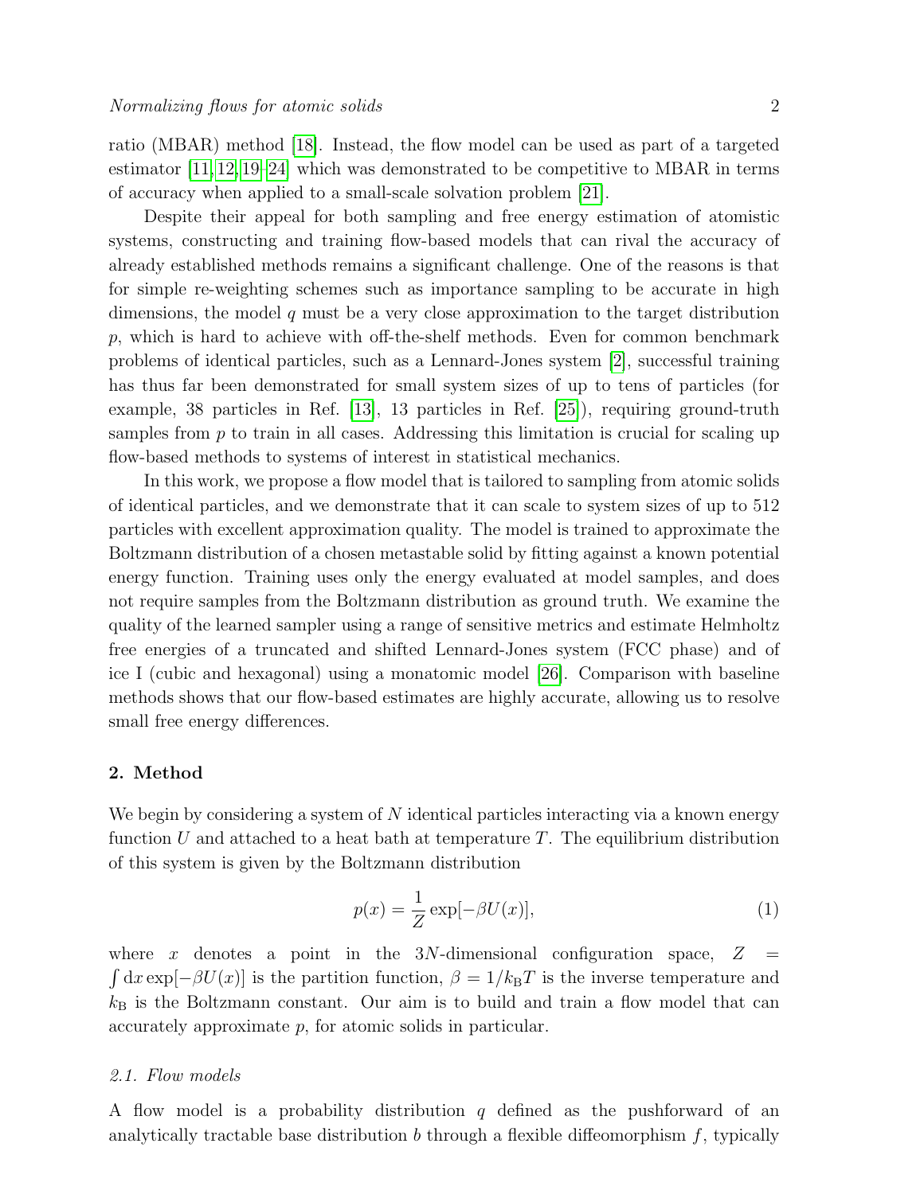ratio (MBAR) method [18]. Instead, the flow model can be used as part of a targeted estimator [11, 12, 19–24] which was demonstrated to be competitive to MBAR in terms of accuracy when applied to a small-scale solvation problem [21].

Despite their appeal for both sampling and free energy estimation of atomistic systems, constructing and training flow-based models that can rival the accuracy of already established methods remains a significant challenge. One of the reasons is that for simple re-weighting schemes such as importance sampling to be accurate in high dimensions, the model $q$ must be a very close approximation to the target distribution $p$, which is hard to achieve with off-the-shelf methods. Even for common benchmark problems of identical particles, such as a Lennard-Jones system [2], successful training has thus far been demonstrated for small system sizes of up to tens of particles (for example, 38 particles in Ref. [13], 13 particles in Ref. [25]), requiring ground-truth samples from $p$ to train in all cases. Addressing this limitation is crucial for scaling up flow-based methods to systems of interest in statistical mechanics.

In this work, we propose a flow model that is tailored to sampling from atomic solids of identical particles, and we demonstrate that it can scale to system sizes of up to 512 particles with excellent approximation quality. The model is trained to approximate the Boltzmann distribution of a chosen metastable solid by fitting against a known potential energy function. Training uses only the energy evaluated at model samples, and does not require samples from the Boltzmann distribution as ground truth. We examine the quality of the learned sampler using a range of sensitive metrics and estimate Helmholtz free energies of a truncated and shifted Lennard-Jones system (FCC phase) and of ice I (cubic and hexagonal) using a monatomic model [26]. Comparison with baseline methods shows that our flow-based estimates are highly accurate, allowing us to resolve small free energy differences.

## 2. Method

We begin by considering a system of $N$ identical particles interacting via a known energy function $U$ and attached to a heat bath at temperature $T$. The equilibrium distribution of this system is given by the Boltzmann distribution

$$p(x) = \frac{1}{Z}\exp[-\beta U(x)], \tag{1}$$

where $x$ denotes a point in the $3N$-dimensional configuration space, $Z = \int \mathrm{d}x \exp[-\beta U(x)]$ is the partition function, $\beta = 1/k_{\mathrm{B}}T$ is the inverse temperature and $k_{\mathrm{B}}$ is the Boltzmann constant. Our aim is to build and train a flow model that can accurately approximate $p$, for atomic solids in particular.

### *2.1. Flow models*

A flow model is a probability distribution $q$ defined as the pushforward of an analytically tractable base distribution $b$ through a flexible diffeomorphism $f$, typically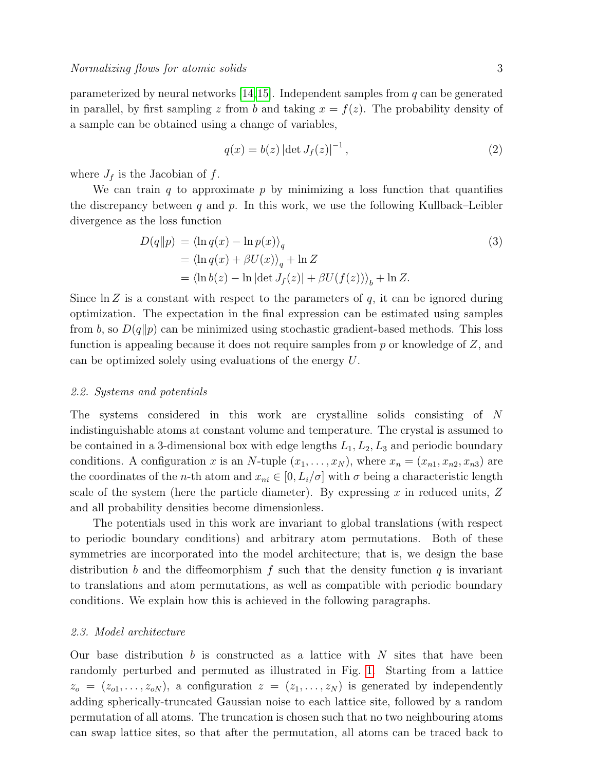parameterized by neural networks [14,15]. Independent samples from $q$ can be generated in parallel, by first sampling $z$ from $b$ and taking $x = f(z)$. The probability density of a sample can be obtained using a change of variables,

$$q(x) = b(z) \left|\det J_f(z)\right|^{-1}, \tag{2}$$

where $J_f$ is the Jacobian of $f$.

We can train $q$ to approximate $p$ by minimizing a loss function that quantifies the discrepancy between $q$ and $p$. In this work, we use the following Kullback–Leibler divergence as the loss function

$$\begin{aligned} D(q\|p) &= \langle \ln q(x) - \ln p(x) \rangle_q \\ &= \langle \ln q(x) + \beta U(x) \rangle_q + \ln Z \\ &= \langle \ln b(z) - \ln\left|\det J_f(z)\right| + \beta U(f(z)) \rangle_b + \ln Z. \end{aligned} \tag{3}$$

Since $\ln Z$ is a constant with respect to the parameters of $q$, it can be ignored during optimization. The expectation in the final expression can be estimated using samples from $b$, so $D(q\|p)$ can be minimized using stochastic gradient-based methods. This loss function is appealing because it does not require samples from $p$ or knowledge of $Z$, and can be optimized solely using evaluations of the energy $U$.

### *2.2. Systems and potentials*

The systems considered in this work are crystalline solids consisting of $N$ indistinguishable atoms at constant volume and temperature. The crystal is assumed to be contained in a 3-dimensional box with edge lengths $L_1, L_2, L_3$ and periodic boundary conditions. A configuration $x$ is an $N$-tuple $(x_1, \ldots, x_N)$, where $x_n = (x_{n1}, x_{n2}, x_{n3})$ are the coordinates of the $n$-th atom and $x_{ni} \in [0, L_i/\sigma]$ with $\sigma$ being a characteristic length scale of the system (here the particle diameter). By expressing $x$ in reduced units, $Z$ and all probability densities become dimensionless.

The potentials used in this work are invariant to global translations (with respect to periodic boundary conditions) and arbitrary atom permutations. Both of these symmetries are incorporated into the model architecture; that is, we design the base distribution $b$ and the diffeomorphism $f$ such that the density function $q$ is invariant to translations and atom permutations, as well as compatible with periodic boundary conditions. We explain how this is achieved in the following paragraphs.

### *2.3. Model architecture*

Our base distribution $b$ is constructed as a lattice with $N$ sites that have been randomly perturbed and permuted as illustrated in Fig. 1. Starting from a lattice $z_o = (z_{o1}, \ldots, z_{oN})$, a configuration $z = (z_1, \ldots, z_N)$ is generated by independently adding spherically-truncated Gaussian noise to each lattice site, followed by a random permutation of all atoms. The truncation is chosen such that no two neighbouring atoms can swap lattice sites, so that after the permutation, all atoms can be traced back to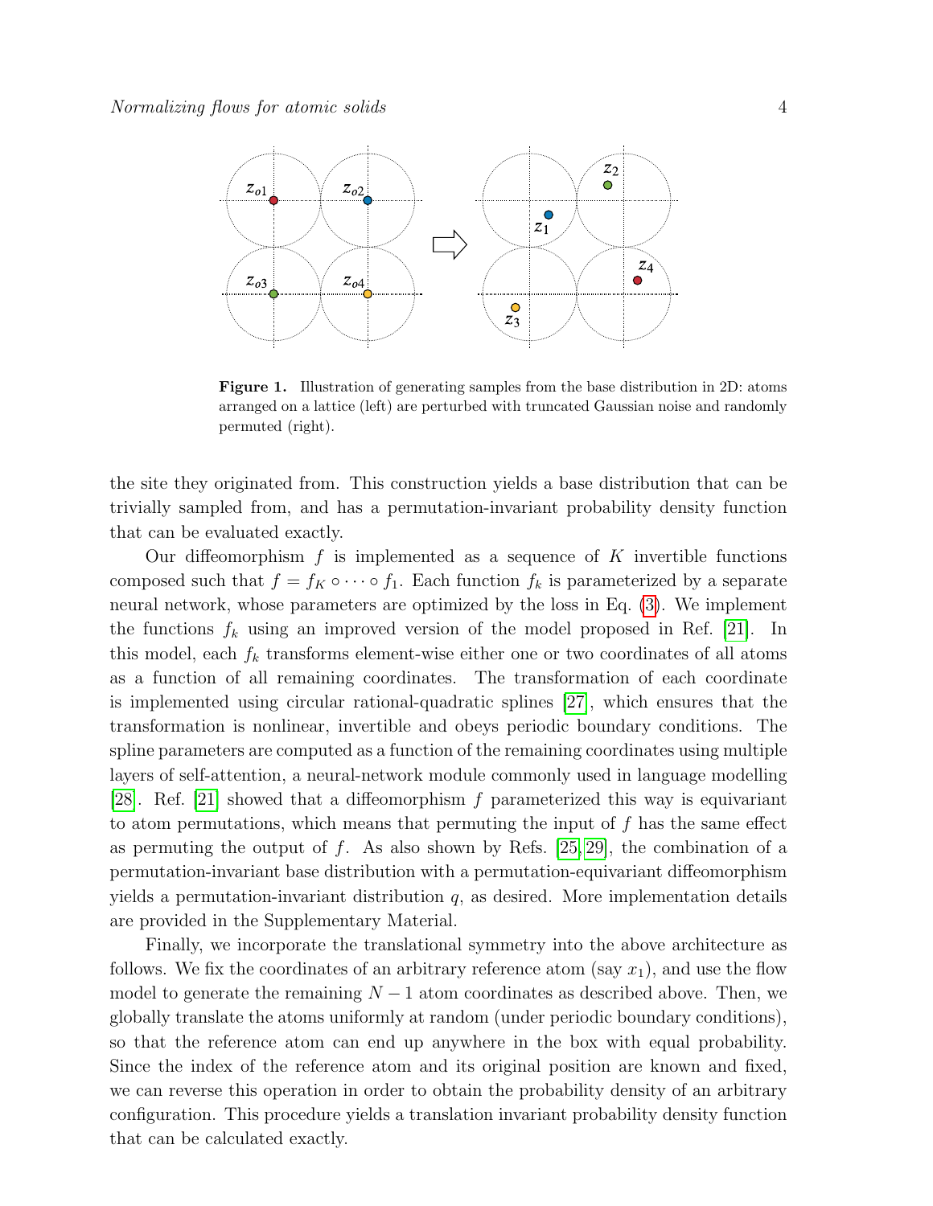**Figure 1.** Illustration of generating samples from the base distribution in 2D: atoms arranged on a lattice (left) are perturbed with truncated Gaussian noise and randomly permuted (right).

the site they originated from. This construction yields a base distribution that can be trivially sampled from, and has a permutation-invariant probability density function that can be evaluated exactly.

Our diffeomorphism $f$ is implemented as a sequence of $K$ invertible functions composed such that $f = f_K \circ \cdots \circ f_1$. Each function $f_k$ is parameterized by a separate neural network, whose parameters are optimized by the loss in Eq. (3). We implement the functions $f_k$ using an improved version of the model proposed in Ref. [21]. In this model, each $f_k$ transforms element-wise either one or two coordinates of all atoms as a function of all remaining coordinates. The transformation of each coordinate is implemented using circular rational-quadratic splines [27], which ensures that the transformation is nonlinear, invertible and obeys periodic boundary conditions. The spline parameters are computed as a function of the remaining coordinates using multiple layers of self-attention, a neural-network module commonly used in language modelling [28]. Ref. [21] showed that a diffeomorphism $f$ parameterized this way is equivariant to atom permutations, which means that permuting the input of $f$ has the same effect as permuting the output of $f$. As also shown by Refs. [25, 29], the combination of a permutation-invariant base distribution with a permutation-equivariant diffeomorphism yields a permutation-invariant distribution $q$, as desired. More implementation details are provided in the Supplementary Material.

Finally, we incorporate the translational symmetry into the above architecture as follows. We fix the coordinates of an arbitrary reference atom (say $x_1$), and use the flow model to generate the remaining $N - 1$ atom coordinates as described above. Then, we globally translate the atoms uniformly at random (under periodic boundary conditions), so that the reference atom can end up anywhere in the box with equal probability. Since the index of the reference atom and its original position are known and fixed, we can reverse this operation in order to obtain the probability density of an arbitrary configuration. This procedure yields a translation invariant probability density function that can be calculated exactly.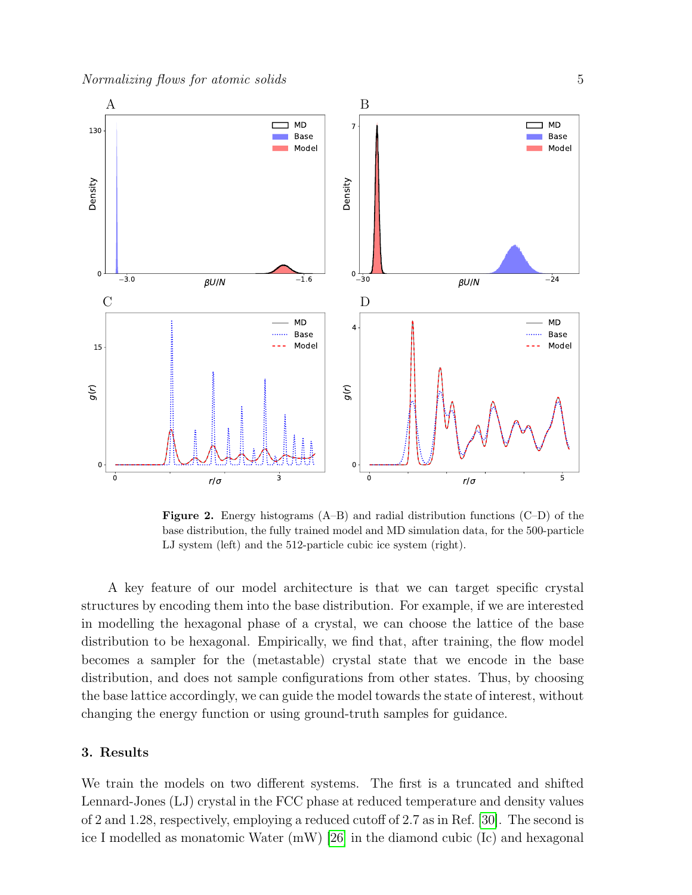**Figure 2.** Energy histograms (A–B) and radial distribution functions (C–D) of the base distribution, the fully trained model and MD simulation data, for the 500-particle LJ system (left) and the 512-particle cubic ice system (right).

A key feature of our model architecture is that we can target specific crystal structures by encoding them into the base distribution. For example, if we are interested in modelling the hexagonal phase of a crystal, we can choose the lattice of the base distribution to be hexagonal. Empirically, we find that, after training, the flow model becomes a sampler for the (metastable) crystal state that we encode in the base distribution, and does not sample configurations from other states. Thus, by choosing the base lattice accordingly, we can guide the model towards the state of interest, without changing the energy function or using ground-truth samples for guidance.

## 3. Results

We train the models on two different systems. The first is a truncated and shifted Lennard-Jones (LJ) crystal in the FCC phase at reduced temperature and density values of 2 and 1.28, respectively, employing a reduced cutoff of 2.7 as in Ref. [30]. The second is ice I modelled as monatomic Water (mW) [26] in the diamond cubic (Ic) and hexagonal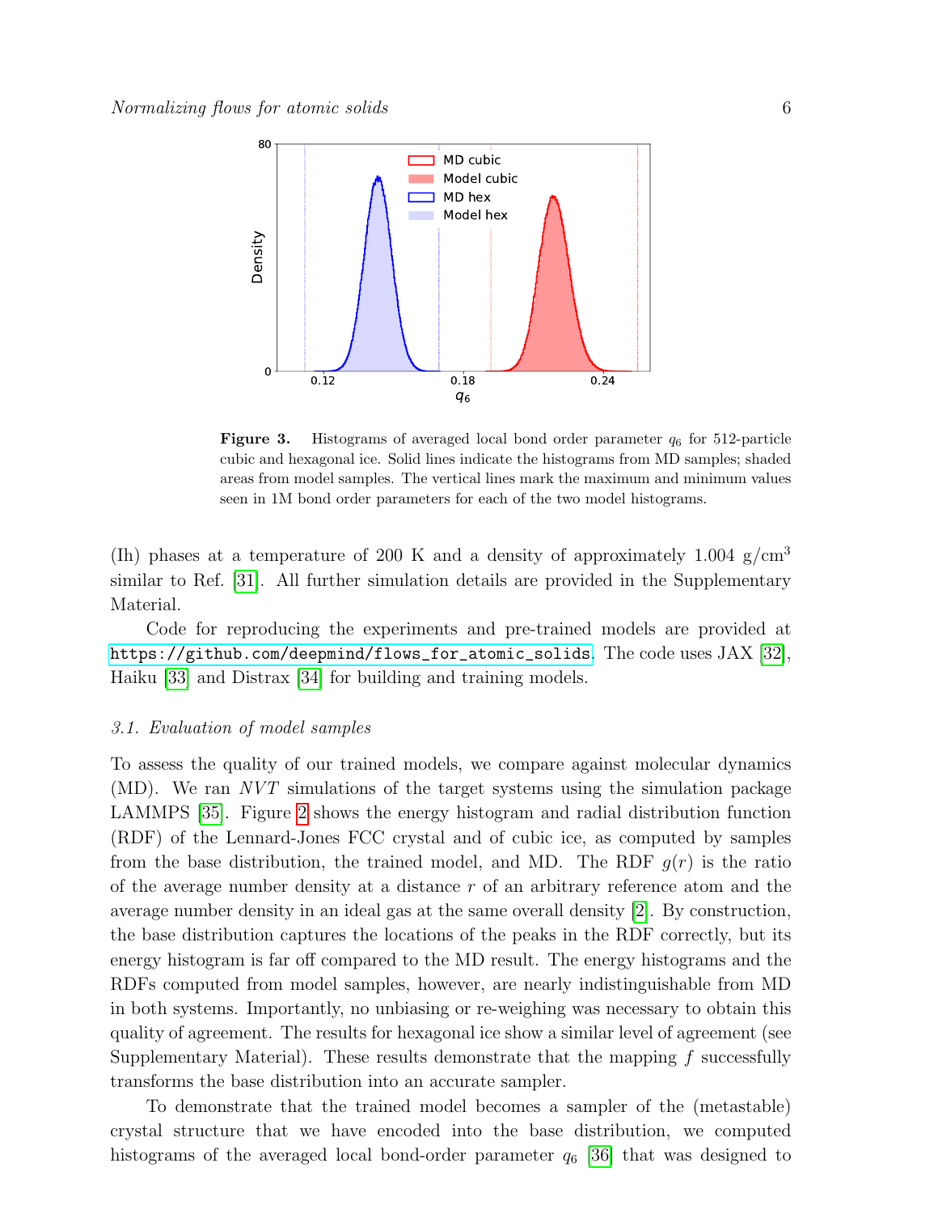**Figure 3.** Histograms of averaged local bond order parameter $q_6$ for 512-particle cubic and hexagonal ice. Solid lines indicate the histograms from MD samples; shaded areas from model samples. The vertical lines mark the maximum and minimum values seen in 1M bond order parameters for each of the two model histograms.

(Ih) phases at a temperature of 200 K and a density of approximately 1.004 g/cm$^3$ similar to Ref. [31]. All further simulation details are provided in the Supplementary Material.

Code for reproducing the experiments and pre-trained models are provided at https://github.com/deepmind/flows_for_atomic_solids. The code uses JAX [32], Haiku [33] and Distrax [34] for building and training models.

### 3.1. Evaluation of model samples

To assess the quality of our trained models, we compare against molecular dynamics (MD). We ran $NVT$ simulations of the target systems using the simulation package LAMMPS [35]. Figure 2 shows the energy histogram and radial distribution function (RDF) of the Lennard-Jones FCC crystal and of cubic ice, as computed by samples from the base distribution, the trained model, and MD. The RDF $g(r)$ is the ratio of the average number density at a distance $r$ of an arbitrary reference atom and the average number density in an ideal gas at the same overall density [2]. By construction, the base distribution captures the locations of the peaks in the RDF correctly, but its energy histogram is far off compared to the MD result. The energy histograms and the RDFs computed from model samples, however, are nearly indistinguishable from MD in both systems. Importantly, no unbiasing or re-weighing was necessary to obtain this quality of agreement. The results for hexagonal ice show a similar level of agreement (see Supplementary Material). These results demonstrate that the mapping $f$ successfully transforms the base distribution into an accurate sampler.

To demonstrate that the trained model becomes a sampler of the (metastable) crystal structure that we have encoded into the base distribution, we computed histograms of the averaged local bond-order parameter $q_6$ [36] that was designed to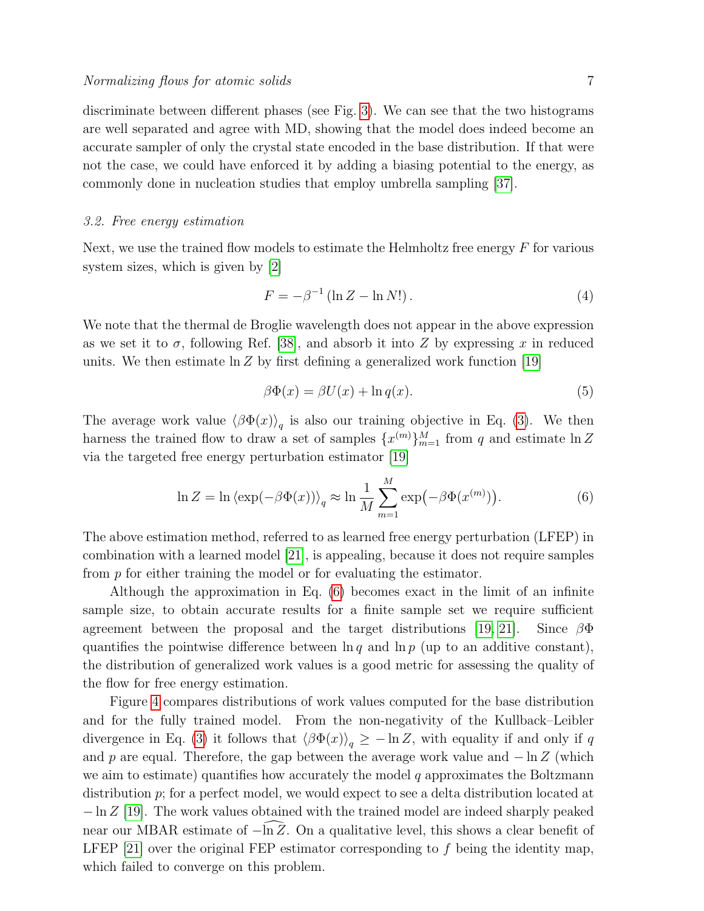discriminate between different phases (see Fig. 3). We can see that the two histograms are well separated and agree with MD, showing that the model does indeed become an accurate sampler of only the crystal state encoded in the base distribution. If that were not the case, we could have enforced it by adding a biasing potential to the energy, as commonly done in nucleation studies that employ umbrella sampling [37].

### *3.2. Free energy estimation*

Next, we use the trained flow models to estimate the Helmholtz free energy $F$ for various system sizes, which is given by [2]

$$F = -\beta^{-1} \left( \ln Z - \ln N! \right). \tag{4}$$

We note that the thermal de Broglie wavelength does not appear in the above expression as we set it to $\sigma$, following Ref. [38], and absorb it into $Z$ by expressing $x$ in reduced units. We then estimate $\ln Z$ by first defining a generalized work function [19]

$$\beta\Phi(x) = \beta U(x) + \ln q(x). \tag{5}$$

The average work value $\langle \beta\Phi(x) \rangle_q$ is also our training objective in Eq. (3). We then harness the trained flow to draw a set of samples $\{x^{(m)}\}_{m=1}^{M}$ from $q$ and estimate $\ln Z$ via the targeted free energy perturbation estimator [19]

$$\ln Z = \ln \left\langle \exp(-\beta\Phi(x)) \right\rangle_q \approx \ln \frac{1}{M} \sum_{m=1}^{M} \exp\bigl(-\beta\Phi(x^{(m)})\bigr). \tag{6}$$

The above estimation method, referred to as learned free energy perturbation (LFEP) in combination with a learned model [21], is appealing, because it does not require samples from $p$ for either training the model or for evaluating the estimator.

Although the approximation in Eq. (6) becomes exact in the limit of an infinite sample size, to obtain accurate results for a finite sample set we require sufficient agreement between the proposal and the target distributions [19, 21]. Since $\beta\Phi$ quantifies the pointwise difference between $\ln q$ and $\ln p$ (up to an additive constant), the distribution of generalized work values is a good metric for assessing the quality of the flow for free energy estimation.

Figure 4 compares distributions of work values computed for the base distribution and for the fully trained model. From the non-negativity of the Kullback–Leibler divergence in Eq. (3) it follows that $\langle \beta\Phi(x) \rangle_q \geq -\ln Z$, with equality if and only if $q$ and $p$ are equal. Therefore, the gap between the average work value and $-\ln Z$ (which we aim to estimate) quantifies how accurately the model $q$ approximates the Boltzmann distribution $p$; for a perfect model, we would expect to see a delta distribution located at $-\ln Z$ [19]. The work values obtained with the trained model are indeed sharply peaked near our MBAR estimate of $-\widehat{\ln Z}$. On a qualitative level, this shows a clear benefit of LFEP [21] over the original FEP estimator corresponding to $f$ being the identity map, which failed to converge on this problem.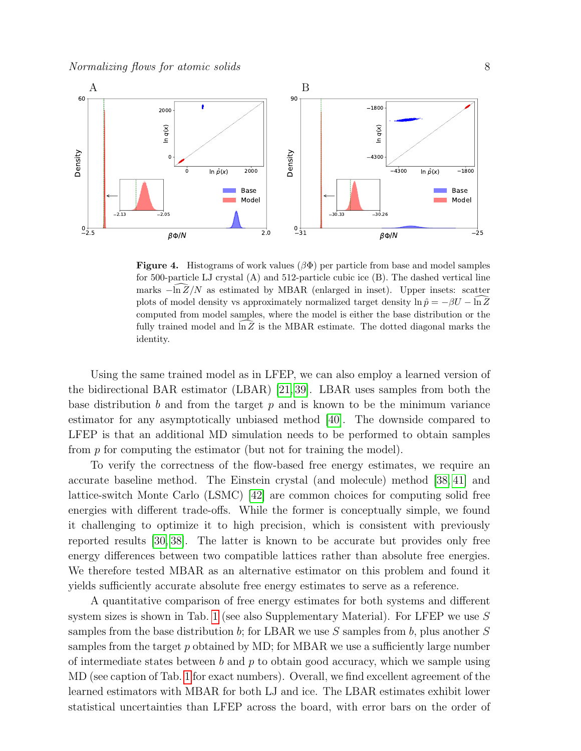**Figure 4.** Histograms of work values ($\beta\Phi$) per particle from base and model samples for 500-particle LJ crystal (A) and 512-particle cubic ice (B). The dashed vertical line marks $-\widehat{\ln Z}/N$ as estimated by MBAR (enlarged in inset). Upper insets: scatter plots of model density vs approximately normalized target density $\ln \hat{p} = -\beta U - \widehat{\ln Z}$ computed from model samples, where the model is either the base distribution or the fully trained model and $\widehat{\ln Z}$ is the MBAR estimate. The dotted diagonal marks the identity.

Using the same trained model as in LFEP, we can also employ a learned version of the bidirectional BAR estimator (LBAR) [21, 39]. LBAR uses samples from both the base distribution $b$ and from the target $p$ and is known to be the minimum variance estimator for any asymptotically unbiased method [40]. The downside compared to LFEP is that an additional MD simulation needs to be performed to obtain samples from $p$ for computing the estimator (but not for training the model).

To verify the correctness of the flow-based free energy estimates, we require an accurate baseline method. The Einstein crystal (and molecule) method [38, 41] and lattice-switch Monte Carlo (LSMC) [42] are common choices for computing solid free energies with different trade-offs. While the former is conceptually simple, we found it challenging to optimize it to high precision, which is consistent with previously reported results [30, 38]. The latter is known to be accurate but provides only free energy differences between two compatible lattices rather than absolute free energies. We therefore tested MBAR as an alternative estimator on this problem and found it yields sufficiently accurate absolute free energy estimates to serve as a reference.

A quantitative comparison of free energy estimates for both systems and different system sizes is shown in Tab. 1 (see also Supplementary Material). For LFEP we use $S$ samples from the base distribution $b$; for LBAR we use $S$ samples from $b$, plus another $S$ samples from the target $p$ obtained by MD; for MBAR we use a sufficiently large number of intermediate states between $b$ and $p$ to obtain good accuracy, which we sample using MD (see caption of Tab. 1 for exact numbers). Overall, we find excellent agreement of the learned estimators with MBAR for both LJ and ice. The LBAR estimates exhibit lower statistical uncertainties than LFEP across the board, with error bars on the order of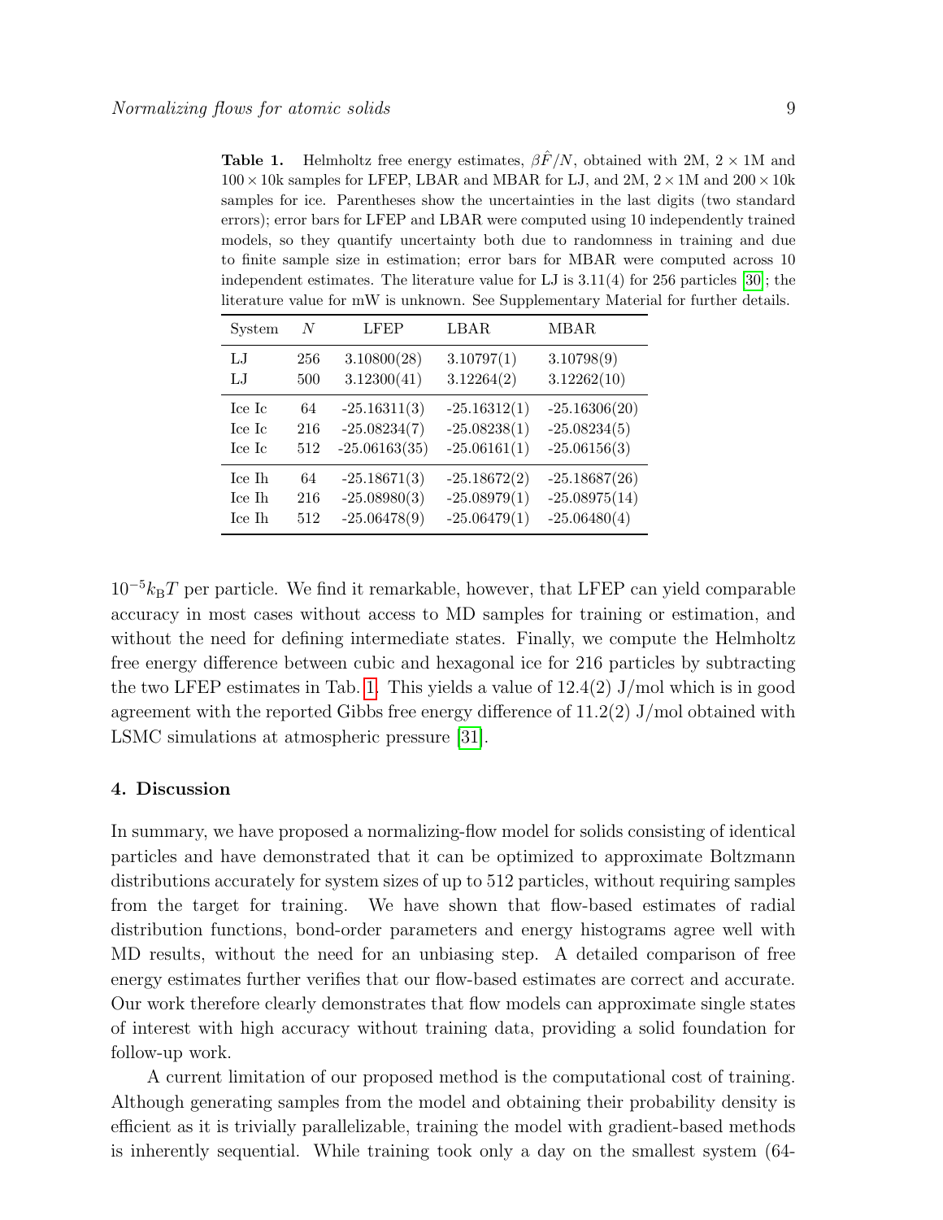**Table 1.** Helmholtz free energy estimates, $\beta\hat{F}/N$, obtained with 2M, $2 \times 1$M and $100 \times 10$k samples for LFEP, LBAR and MBAR for LJ, and 2M, $2 \times 1$M and $200 \times 10$k samples for ice. Parentheses show the uncertainties in the last digits (two standard errors); error bars for LFEP and LBAR were computed using 10 independently trained models, so they quantify uncertainty both due to randomness in training and due to finite sample size in estimation; error bars for MBAR were computed across 10 independent estimates. The literature value for LJ is 3.11(4) for 256 particles [30]; the literature value for mW is unknown. See Supplementary Material for further details.

| System | $N$ | LFEP | LBAR | MBAR |
|---|---|---|---|---|
| LJ | 256 | 3.10800(28) | 3.10797(1) | 3.10798(9) |
| LJ | 500 | 3.12300(41) | 3.12264(2) | 3.12262(10) |
| Ice Ic | 64 | -25.16311(3) | -25.16312(1) | -25.16306(20) |
| Ice Ic | 216 | -25.08234(7) | -25.08238(1) | -25.08234(5) |
| Ice Ic | 512 | -25.06163(35) | -25.06161(1) | -25.06156(3) |
| Ice Ih | 64 | -25.18671(3) | -25.18672(2) | -25.18687(26) |
| Ice Ih | 216 | -25.08980(3) | -25.08979(1) | -25.08975(14) |
| Ice Ih | 512 | -25.06478(9) | -25.06479(1) | -25.06480(4) |

$10^{-5}k_{\mathrm{B}}T$ per particle. We find it remarkable, however, that LFEP can yield comparable accuracy in most cases without access to MD samples for training or estimation, and without the need for defining intermediate states. Finally, we compute the Helmholtz free energy difference between cubic and hexagonal ice for 216 particles by subtracting the two LFEP estimates in Tab. 1. This yields a value of 12.4(2) J/mol which is in good agreement with the reported Gibbs free energy difference of 11.2(2) J/mol obtained with LSMC simulations at atmospheric pressure [31].

## 4. Discussion

In summary, we have proposed a normalizing-flow model for solids consisting of identical particles and have demonstrated that it can be optimized to approximate Boltzmann distributions accurately for system sizes of up to 512 particles, without requiring samples from the target for training. We have shown that flow-based estimates of radial distribution functions, bond-order parameters and energy histograms agree well with MD results, without the need for an unbiasing step. A detailed comparison of free energy estimates further verifies that our flow-based estimates are correct and accurate. Our work therefore clearly demonstrates that flow models can approximate single states of interest with high accuracy without training data, providing a solid foundation for follow-up work.

A current limitation of our proposed method is the computational cost of training. Although generating samples from the model and obtaining their probability density is efficient as it is trivially parallelizable, training the model with gradient-based methods is inherently sequential. While training took only a day on the smallest system (64-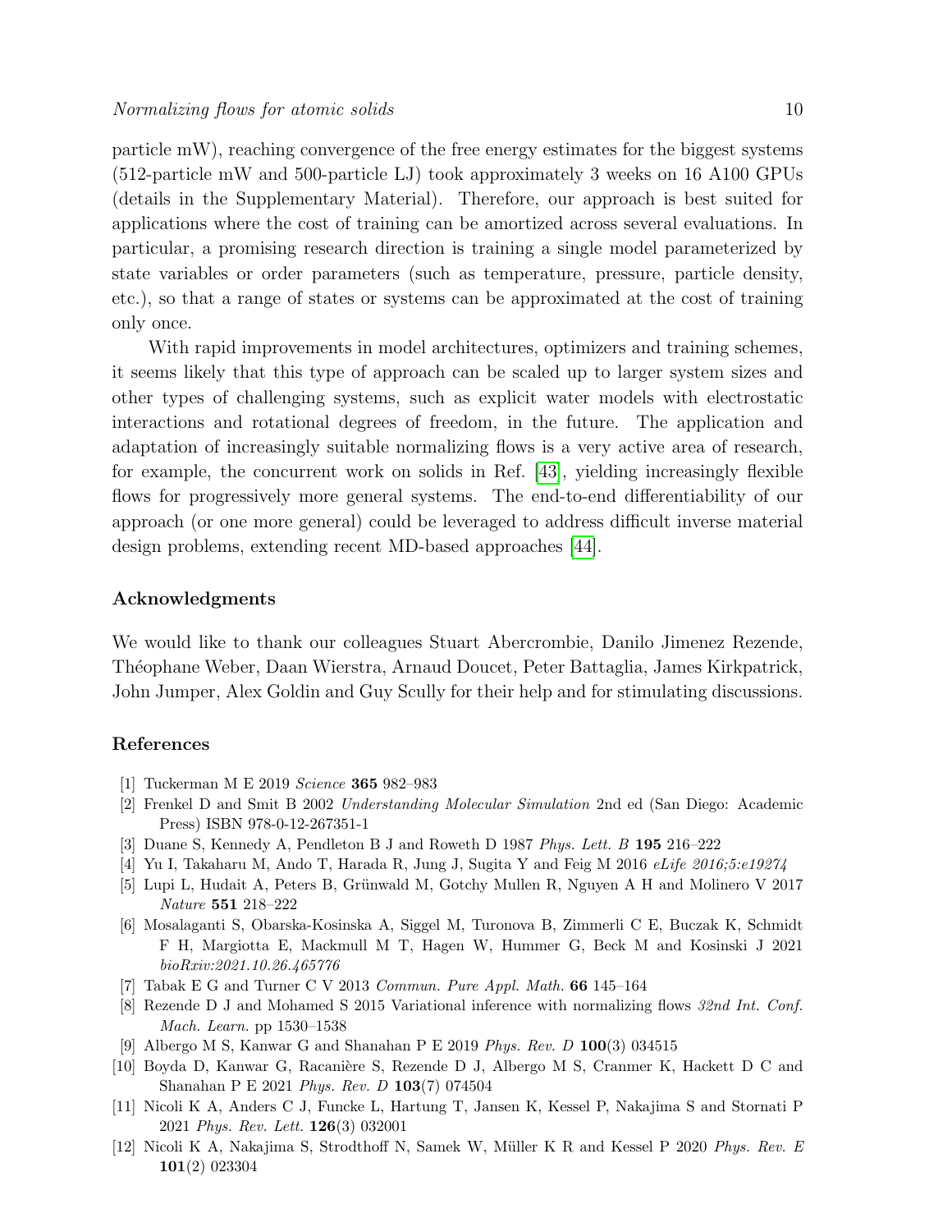particle mW), reaching convergence of the free energy estimates for the biggest systems (512-particle mW and 500-particle LJ) took approximately 3 weeks on 16 A100 GPUs (details in the Supplementary Material). Therefore, our approach is best suited for applications where the cost of training can be amortized across several evaluations. In particular, a promising research direction is training a single model parameterized by state variables or order parameters (such as temperature, pressure, particle density, etc.), so that a range of states or systems can be approximated at the cost of training only once.

With rapid improvements in model architectures, optimizers and training schemes, it seems likely that this type of approach can be scaled up to larger system sizes and other types of challenging systems, such as explicit water models with electrostatic interactions and rotational degrees of freedom, in the future. The application and adaptation of increasingly suitable normalizing flows is a very active area of research, for example, the concurrent work on solids in Ref. [43], yielding increasingly flexible flows for progressively more general systems. The end-to-end differentiability of our approach (or one more general) could be leveraged to address difficult inverse material design problems, extending recent MD-based approaches [44].

## Acknowledgments

We would like to thank our colleagues Stuart Abercrombie, Danilo Jimenez Rezende, Théophane Weber, Daan Wierstra, Arnaud Doucet, Peter Battaglia, James Kirkpatrick, John Jumper, Alex Goldin and Guy Scully for their help and for stimulating discussions.

## References

[1] Tuckerman M E 2019 *Science* **365** 982–983

[2] Frenkel D and Smit B 2002 *Understanding Molecular Simulation* 2nd ed (San Diego: Academic Press) ISBN 978-0-12-267351-1

[3] Duane S, Kennedy A, Pendleton B J and Roweth D 1987 *Phys. Lett. B* **195** 216–222

[4] Yu I, Takaharu M, Ando T, Harada R, Jung J, Sugita Y and Feig M 2016 *eLife 2016;5:e19274*

[5] Lupi L, Hudait A, Peters B, Grünwald M, Gotchy Mullen R, Nguyen A H and Molinero V 2017 *Nature* **551** 218–222

[6] Mosalaganti S, Obarska-Kosinska A, Siggel M, Turonova B, Zimmerli C E, Buczak K, Schmidt F H, Margiotta E, Mackmull M T, Hagen W, Hummer G, Beck M and Kosinski J 2021 *bioRxiv:2021.10.26.465776*

[7] Tabak E G and Turner C V 2013 *Commun. Pure Appl. Math.* **66** 145–164

[8] Rezende D J and Mohamed S 2015 Variational inference with normalizing flows *32nd Int. Conf. Mach. Learn.* pp 1530–1538

[9] Albergo M S, Kanwar G and Shanahan P E 2019 *Phys. Rev. D* **100**(3) 034515

[10] Boyda D, Kanwar G, Racanière S, Rezende D J, Albergo M S, Cranmer K, Hackett D C and Shanahan P E 2021 *Phys. Rev. D* **103**(7) 074504

[11] Nicoli K A, Anders C J, Funcke L, Hartung T, Jansen K, Kessel P, Nakajima S and Stornati P 2021 *Phys. Rev. Lett.* **126**(3) 032001

[12] Nicoli K A, Nakajima S, Strodthoff N, Samek W, Müller K R and Kessel P 2020 *Phys. Rev. E* **101**(2) 023304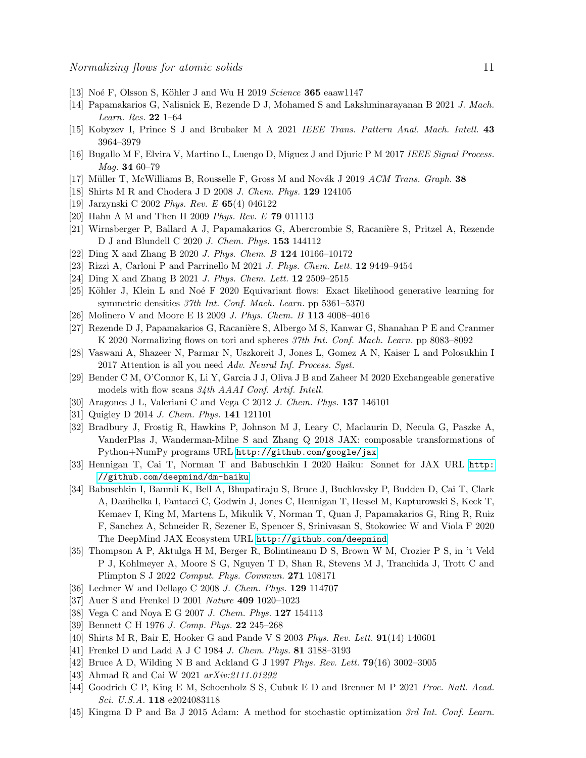[13] Noé F, Olsson S, Köhler J and Wu H 2019 *Science* **365** eaaw1147

[14] Papamakarios G, Nalisnick E, Rezende D J, Mohamed S and Lakshminarayanan B 2021 *J. Mach. Learn. Res.* **22** 1–64

[15] Kobyzev I, Prince S J and Brubaker M A 2021 *IEEE Trans. Pattern Anal. Mach. Intell.* **43** 3964–3979

[16] Bugallo M F, Elvira V, Martino L, Luengo D, Miguez J and Djuric P M 2017 *IEEE Signal Process. Mag.* **34** 60–79

[17] Müller T, McWilliams B, Rousselle F, Gross M and Novák J 2019 *ACM Trans. Graph.* **38**

[18] Shirts M R and Chodera J D 2008 *J. Chem. Phys.* **129** 124105

[19] Jarzynski C 2002 *Phys. Rev. E* **65**(4) 046122

[20] Hahn A M and Then H 2009 *Phys. Rev. E* **79** 011113

[21] Wirnsberger P, Ballard A J, Papamakarios G, Abercrombie S, Racanière S, Pritzel A, Rezende D J and Blundell C 2020 *J. Chem. Phys.* **153** 144112

[22] Ding X and Zhang B 2020 *J. Phys. Chem. B* **124** 10166–10172

[23] Rizzi A, Carloni P and Parrinello M 2021 *J. Phys. Chem. Lett.* **12** 9449–9454

[24] Ding X and Zhang B 2021 *J. Phys. Chem. Lett.* **12** 2509–2515

[25] Köhler J, Klein L and Noé F 2020 Equivariant flows: Exact likelihood generative learning for symmetric densities *37th Int. Conf. Mach. Learn.* pp 5361–5370

[26] Molinero V and Moore E B 2009 *J. Phys. Chem. B* **113** 4008–4016

[27] Rezende D J, Papamakarios G, Racanière S, Albergo M S, Kanwar G, Shanahan P E and Cranmer K 2020 Normalizing flows on tori and spheres *37th Int. Conf. Mach. Learn.* pp 8083–8092

[28] Vaswani A, Shazeer N, Parmar N, Uszkoreit J, Jones L, Gomez A N, Kaiser L and Polosukhin I 2017 Attention is all you need *Adv. Neural Inf. Process. Syst.*

[29] Bender C M, O'Connor K, Li Y, Garcia J J, Oliva J B and Zaheer M 2020 Exchangeable generative models with flow scans *34th AAAI Conf. Artif. Intell.*

[30] Aragones J L, Valeriani C and Vega C 2012 *J. Chem. Phys.* **137** 146101

[31] Quigley D 2014 *J. Chem. Phys.* **141** 121101

[32] Bradbury J, Frostig R, Hawkins P, Johnson M J, Leary C, Maclaurin D, Necula G, Paszke A, VanderPlas J, Wanderman-Milne S and Zhang Q 2018 JAX: composable transformations of Python+NumPy programs URL http://github.com/google/jax

[33] Hennigan T, Cai T, Norman T and Babuschkin I 2020 Haiku: Sonnet for JAX URL http://github.com/deepmind/dm-haiku

[34] Babuschkin I, Baumli K, Bell A, Bhupatiraju S, Bruce J, Buchlovsky P, Budden D, Cai T, Clark A, Danihelka I, Fantacci C, Godwin J, Jones C, Hennigan T, Hessel M, Kapturowski S, Keck T, Kemaev I, King M, Martens L, Mikulik V, Norman T, Quan J, Papamakarios G, Ring R, Ruiz F, Sanchez A, Schneider R, Sezener E, Spencer S, Srinivasan S, Stokowiec W and Viola F 2020 The DeepMind JAX Ecosystem URL http://github.com/deepmind

[35] Thompson A P, Aktulga H M, Berger R, Bolintineanu D S, Brown W M, Crozier P S, in 't Veld P J, Kohlmeyer A, Moore S G, Nguyen T D, Shan R, Stevens M J, Tranchida J, Trott C and Plimpton S J 2022 *Comput. Phys. Commun.* **271** 108171

[36] Lechner W and Dellago C 2008 *J. Chem. Phys.* **129** 114707

[37] Auer S and Frenkel D 2001 *Nature* **409** 1020–1023

[38] Vega C and Noya E G 2007 *J. Chem. Phys.* **127** 154113

[39] Bennett C H 1976 *J. Comp. Phys.* **22** 245–268

[40] Shirts M R, Bair E, Hooker G and Pande V S 2003 *Phys. Rev. Lett.* **91**(14) 140601

[41] Frenkel D and Ladd A J C 1984 *J. Chem. Phys.* **81** 3188–3193

[42] Bruce A D, Wilding N B and Ackland G J 1997 *Phys. Rev. Lett.* **79**(16) 3002–3005

[43] Ahmad R and Cai W 2021 *arXiv:2111.01292*

[44] Goodrich C P, King E M, Schoenholz S S, Cubuk E D and Brenner M P 2021 *Proc. Natl. Acad. Sci. U.S.A.* **118** e2024083118

[45] Kingma D P and Ba J 2015 Adam: A method for stochastic optimization *3rd Int. Conf. Learn.*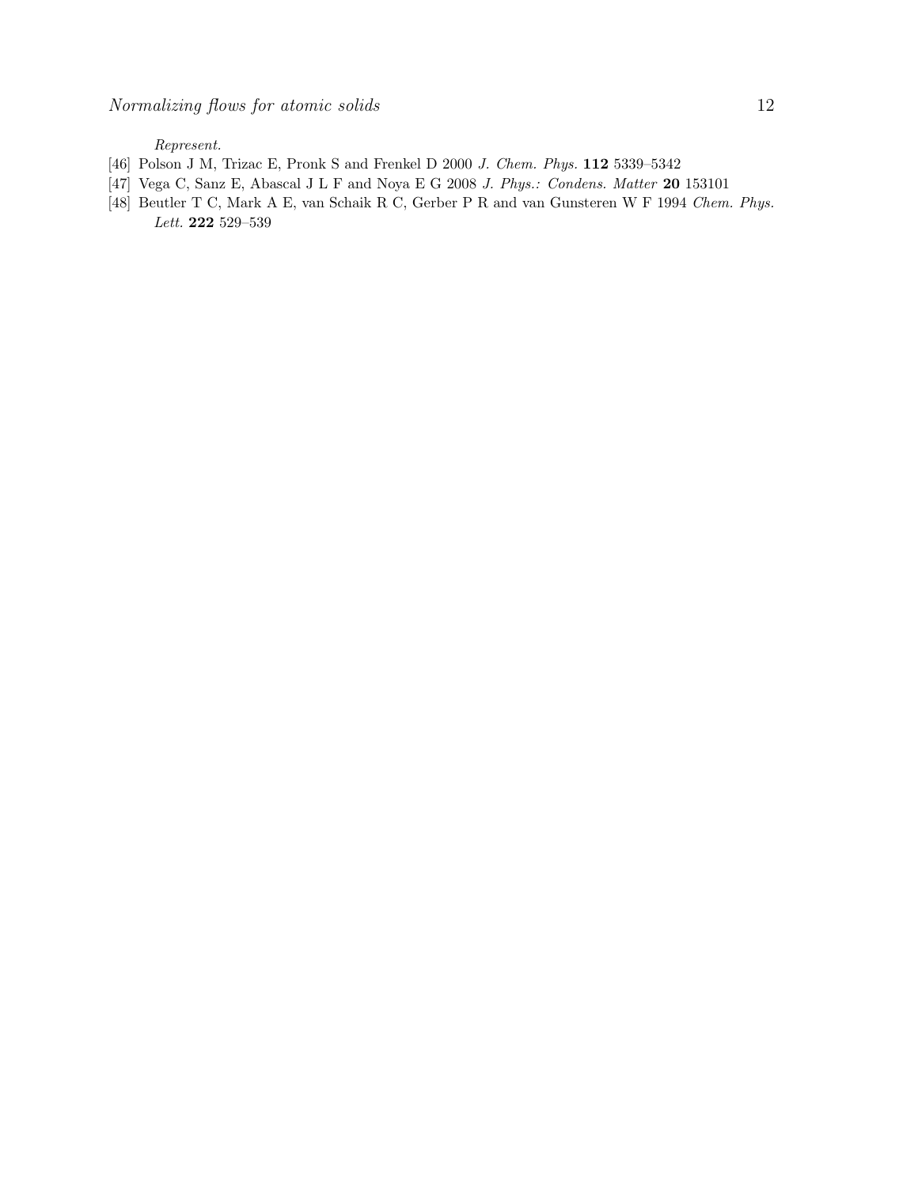*Represent.*

[46] Polson J M, Trizac E, Pronk S and Frenkel D 2000 *J. Chem. Phys.* **112** 5339–5342

[47] Vega C, Sanz E, Abascal J L F and Noya E G 2008 *J. Phys.: Condens. Matter* **20** 153101

[48] Beutler T C, Mark A E, van Schaik R C, Gerber P R and van Gunsteren W F 1994 *Chem. Phys. Lett.* **222** 529–539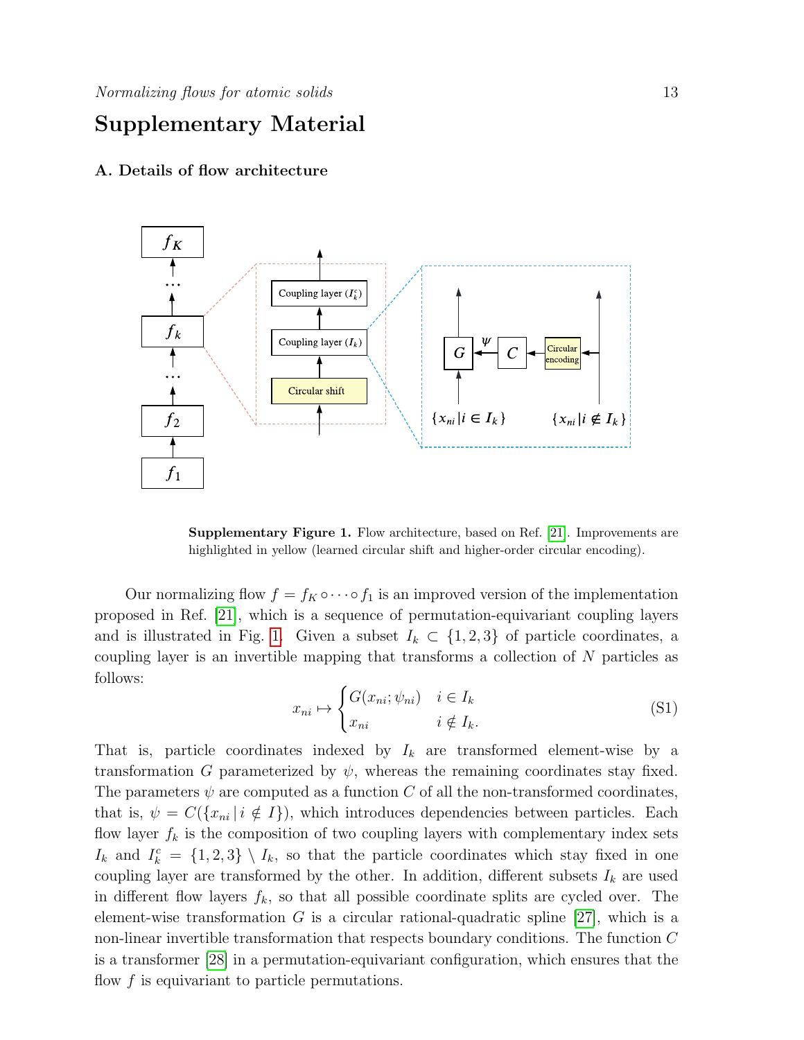# Supplementary Material

### A. Details of flow architecture

**Supplementary Figure 1.** Flow architecture, based on Ref. [21]. Improvements are highlighted in yellow (learned circular shift and higher-order circular encoding).

Our normalizing flow $f = f_K \circ \cdots \circ f_1$ is an improved version of the implementation proposed in Ref. [21], which is a sequence of permutation-equivariant coupling layers and is illustrated in Fig. 1. Given a subset $I_k \subset \{1, 2, 3\}$ of particle coordinates, a coupling layer is an invertible mapping that transforms a collection of $N$ particles as follows:

$$x_{ni} \mapsto \begin{cases} G(x_{ni}; \psi_{ni}) & i \in I_k \\ x_{ni} & i \notin I_k. \end{cases} \tag{S1}$$

That is, particle coordinates indexed by $I_k$ are transformed element-wise by a transformation $G$ parameterized by $\psi$, whereas the remaining coordinates stay fixed. The parameters $\psi$ are computed as a function $C$ of all the non-transformed coordinates, that is, $\psi = C(\{x_{ni} \,|\, i \notin I\})$, which introduces dependencies between particles. Each flow layer $f_k$ is the composition of two coupling layers with complementary index sets $I_k$ and $I_k^c = \{1, 2, 3\} \setminus I_k$, so that the particle coordinates which stay fixed in one coupling layer are transformed by the other. In addition, different subsets $I_k$ are used in different flow layers $f_k$, so that all possible coordinate splits are cycled over. The element-wise transformation $G$ is a circular rational-quadratic spline [27], which is a non-linear invertible transformation that respects boundary conditions. The function $C$ is a transformer [28] in a permutation-equivariant configuration, which ensures that the flow $f$ is equivariant to particle permutations.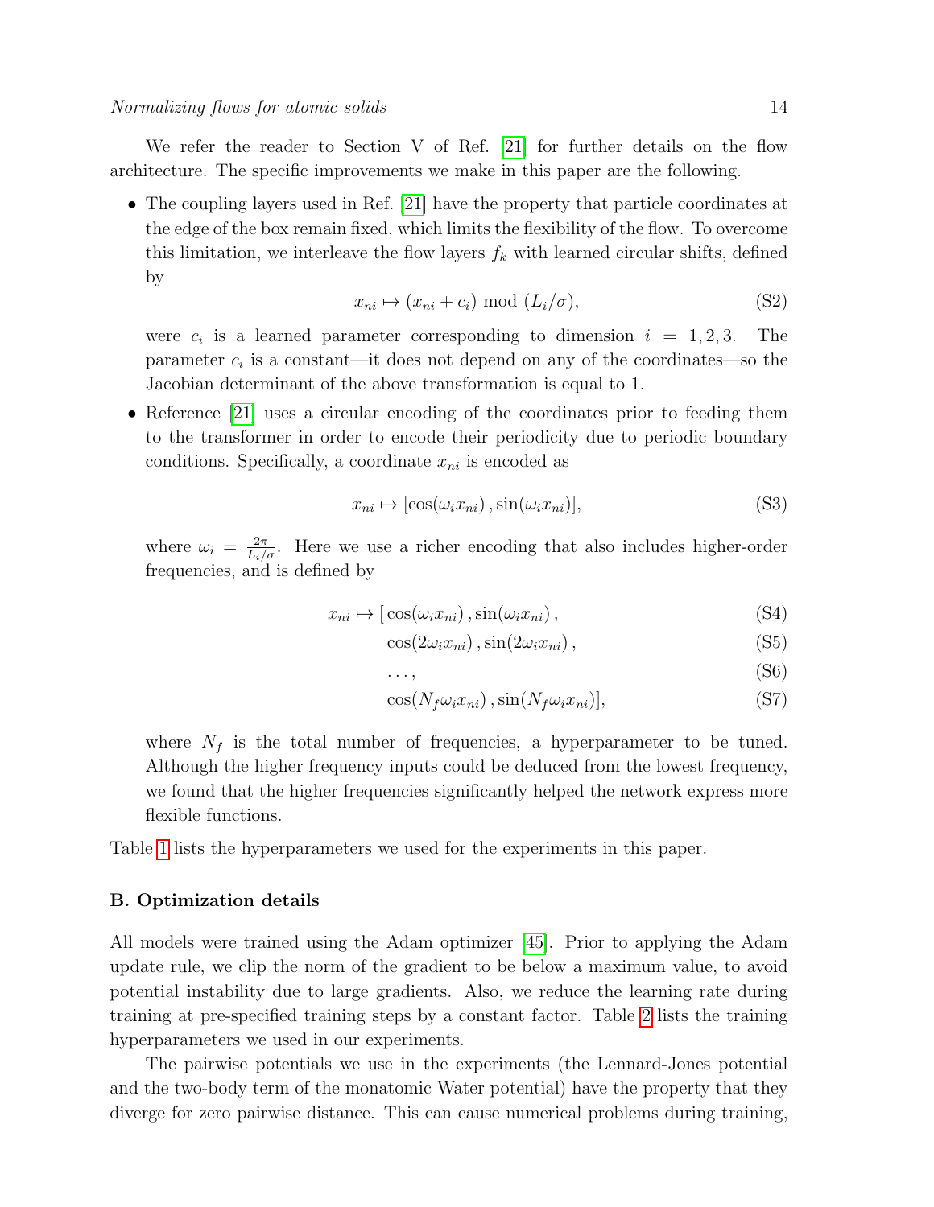We refer the reader to Section V of Ref. [21] for further details on the flow architecture. The specific improvements we make in this paper are the following.

- The coupling layers used in Ref. [21] have the property that particle coordinates at the edge of the box remain fixed, which limits the flexibility of the flow. To overcome this limitation, we interleave the flow layers $f_k$ with learned circular shifts, defined by

$$x_{ni} \mapsto (x_{ni} + c_i) \bmod (L_i/\sigma), \tag{S2}$$

  were $c_i$ is a learned parameter corresponding to dimension $i = 1, 2, 3$. The parameter $c_i$ is a constant—it does not depend on any of the coordinates—so the Jacobian determinant of the above transformation is equal to 1.

- Reference [21] uses a circular encoding of the coordinates prior to feeding them to the transformer in order to encode their periodicity due to periodic boundary conditions. Specifically, a coordinate $x_{ni}$ is encoded as

$$x_{ni} \mapsto [\cos(\omega_i x_{ni}), \sin(\omega_i x_{ni})], \tag{S3}$$

  where $\omega_i = \frac{2\pi}{L_i/\sigma}$. Here we use a richer encoding that also includes higher-order frequencies, and is defined by

$$x_{ni} \mapsto [\cos(\omega_i x_{ni}), \sin(\omega_i x_{ni}), \tag{S4}$$

$$\cos(2\omega_i x_{ni}), \sin(2\omega_i x_{ni}), \tag{S5}$$

$$\ldots, \tag{S6}$$

$$\cos(N_f \omega_i x_{ni}), \sin(N_f \omega_i x_{ni})], \tag{S7}$$

  where $N_f$ is the total number of frequencies, a hyperparameter to be tuned. Although the higher frequency inputs could be deduced from the lowest frequency, we found that the higher frequencies significantly helped the network express more flexible functions.

Table 1 lists the hyperparameters we used for the experiments in this paper.

### B. Optimization details

All models were trained using the Adam optimizer [45]. Prior to applying the Adam update rule, we clip the norm of the gradient to be below a maximum value, to avoid potential instability due to large gradients. Also, we reduce the learning rate during training at pre-specified training steps by a constant factor. Table 2 lists the training hyperparameters we used in our experiments.

The pairwise potentials we use in the experiments (the Lennard-Jones potential and the two-body term of the monatomic Water potential) have the property that they diverge for zero pairwise distance. This can cause numerical problems during training,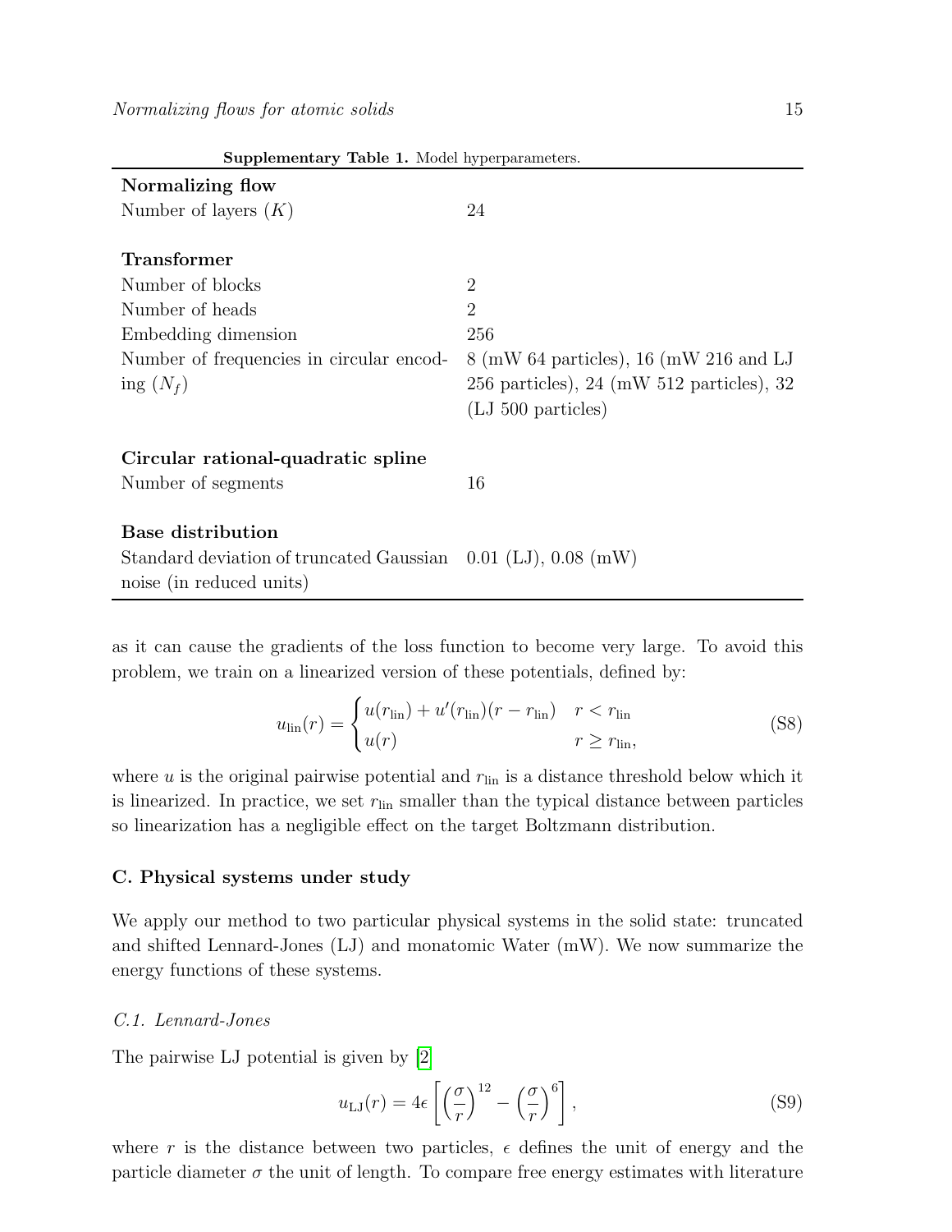**Supplementary Table 1.** Model hyperparameters.

| | |
|---|---|
| **Normalizing flow** | |
| Number of layers ($K$) | 24 |
| **Transformer** | |
| Number of blocks | 2 |
| Number of heads | 2 |
| Embedding dimension | 256 |
| Number of frequencies in circular encoding ($N_f$) | 8 (mW 64 particles), 16 (mW 216 and LJ 256 particles), 24 (mW 512 particles), 32 (LJ 500 particles) |
| **Circular rational-quadratic spline** | |
| Number of segments | 16 |
| **Base distribution** | |
| Standard deviation of truncated Gaussian noise (in reduced units) | 0.01 (LJ), 0.08 (mW) |

as it can cause the gradients of the loss function to become very large. To avoid this problem, we train on a linearized version of these potentials, defined by:

$$u_{\text{lin}}(r) = \begin{cases} u(r_{\text{lin}}) + u'(r_{\text{lin}})(r - r_{\text{lin}}) & r < r_{\text{lin}} \\ u(r) & r \geq r_{\text{lin}}, \end{cases} \tag{S8}$$

where $u$ is the original pairwise potential and $r_{\text{lin}}$ is a distance threshold below which it is linearized. In practice, we set $r_{\text{lin}}$ smaller than the typical distance between particles so linearization has a negligible effect on the target Boltzmann distribution.

## C. Physical systems under study

We apply our method to two particular physical systems in the solid state: truncated and shifted Lennard-Jones (LJ) and monatomic Water (mW). We now summarize the energy functions of these systems.

### *C.1. Lennard-Jones*

The pairwise LJ potential is given by [2]

$$u_{\text{LJ}}(r) = 4\epsilon \left[ \left(\frac{\sigma}{r}\right)^{12} - \left(\frac{\sigma}{r}\right)^{6} \right], \tag{S9}$$

where $r$ is the distance between two particles, $\epsilon$ defines the unit of energy and the particle diameter $\sigma$ the unit of length. To compare free energy estimates with literature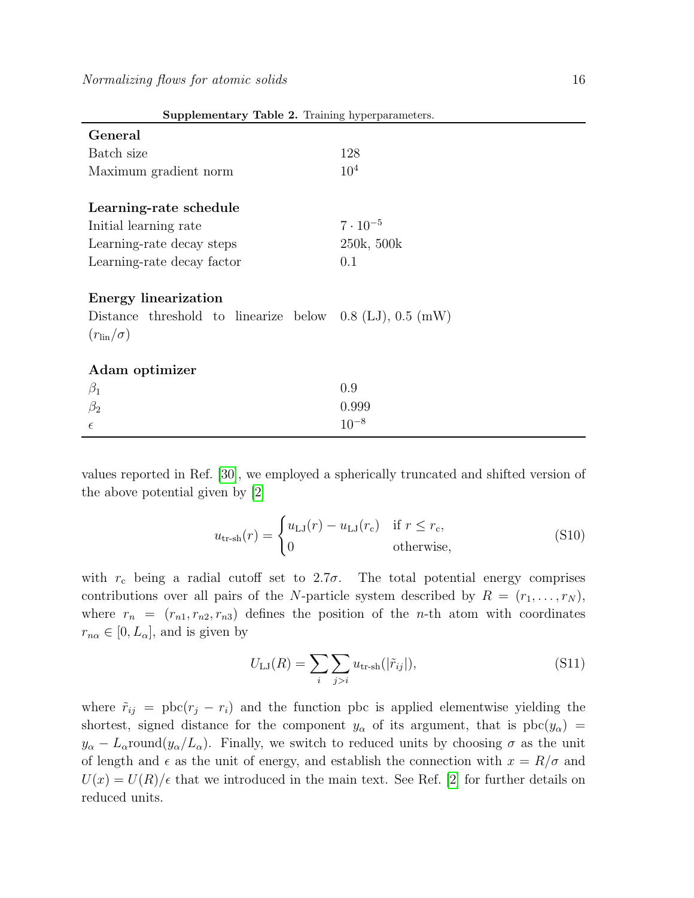**Supplementary Table 2.** Training hyperparameters.

| | |
|---|---|
| **General** | |
| Batch size | 128 |
| Maximum gradient norm | $10^4$ |
| | |
| **Learning-rate schedule** | |
| Initial learning rate | $7 \cdot 10^{-5}$ |
| Learning-rate decay steps | 250k, 500k |
| Learning-rate decay factor | 0.1 |
| | |
| **Energy linearization** | |
| Distance threshold to linearize below ($r_{\mathrm{lin}}/\sigma$) | 0.8 (LJ), 0.5 (mW) |
| | |
| **Adam optimizer** | |
| $\beta_1$ | 0.9 |
| $\beta_2$ | 0.999 |
| $\epsilon$ | $10^{-8}$ |

values reported in Ref. [30], we employed a spherically truncated and shifted version of the above potential given by [2]

$$u_{\text{tr-sh}}(r) = \begin{cases} u_{\mathrm{LJ}}(r) - u_{\mathrm{LJ}}(r_{\mathrm{c}}) & \text{if } r \leq r_{\mathrm{c}}, \\ 0 & \text{otherwise,} \end{cases} \tag{S10}$$

with $r_{\mathrm{c}}$ being a radial cutoff set to $2.7\sigma$. The total potential energy comprises contributions over all pairs of the $N$-particle system described by $R = (r_1, \ldots, r_N)$, where $r_n = (r_{n1}, r_{n2}, r_{n3})$ defines the position of the $n$-th atom with coordinates $r_{n\alpha} \in [0, L_\alpha]$, and is given by

$$U_{\mathrm{LJ}}(R) = \sum_i \sum_{j>i} u_{\text{tr-sh}}(|\tilde{r}_{ij}|), \tag{S11}$$

where $\tilde{r}_{ij} = \mathrm{pbc}(r_j - r_i)$ and the function pbc is applied elementwise yielding the shortest, signed distance for the component $y_\alpha$ of its argument, that is $\mathrm{pbc}(y_\alpha) = y_\alpha - L_\alpha \mathrm{round}(y_\alpha / L_\alpha)$. Finally, we switch to reduced units by choosing $\sigma$ as the unit of length and $\epsilon$ as the unit of energy, and establish the connection with $x = R/\sigma$ and $U(x) = U(R)/\epsilon$ that we introduced in the main text. See Ref. [2] for further details on reduced units.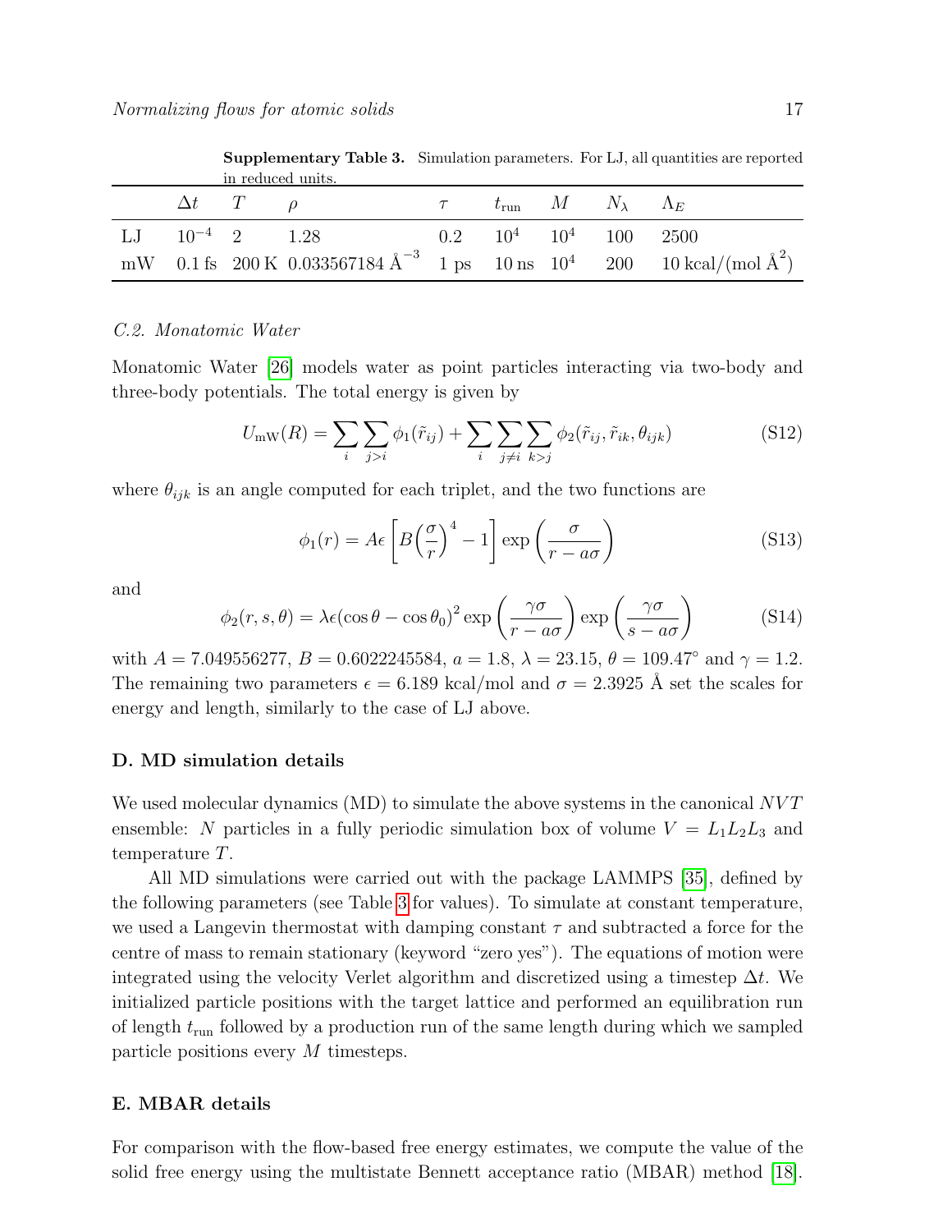**Supplementary Table 3.** Simulation parameters. For LJ, all quantities are reported in reduced units.

| | $\Delta t$ | $T$ | $\rho$ | $\tau$ | $t_{\text{run}}$ | $M$ | $N_\lambda$ | $\Lambda_E$ |
|---|---|---|---|---|---|---|---|---|
| LJ | $10^{-4}$ | 2 | 1.28 | 0.2 | $10^4$ | $10^4$ | 100 | 2500 |
| mW | 0.1 fs | 200 K | 0.033567184 $\text{Å}^{-3}$ | 1 ps | 10 ns | $10^4$ | 200 | 10 kcal/(mol $\text{Å}^2$) |

*C.2. Monatomic Water*

Monatomic Water [26] models water as point particles interacting via two-body and three-body potentials. The total energy is given by

$$U_{\text{mW}}(R) = \sum_i \sum_{j>i} \phi_1(\tilde{r}_{ij}) + \sum_i \sum_{j\neq i} \sum_{k>j} \phi_2(\tilde{r}_{ij}, \tilde{r}_{ik}, \theta_{ijk}) \tag{S12}$$

where $\theta_{ijk}$ is an angle computed for each triplet, and the two functions are

$$\phi_1(r) = A\epsilon \left[ B\left(\frac{\sigma}{r}\right)^4 - 1 \right] \exp\left(\frac{\sigma}{r - a\sigma}\right) \tag{S13}$$

and

$$\phi_2(r, s, \theta) = \lambda\epsilon(\cos\theta - \cos\theta_0)^2 \exp\left(\frac{\gamma\sigma}{r - a\sigma}\right) \exp\left(\frac{\gamma\sigma}{s - a\sigma}\right) \tag{S14}$$

with $A = 7.049556277$, $B = 0.6022245584$, $a = 1.8$, $\lambda = 23.15$, $\theta = 109.47°$ and $\gamma = 1.2$. The remaining two parameters $\epsilon = 6.189$ kcal/mol and $\sigma = 2.3925$ Å set the scales for energy and length, similarly to the case of LJ above.

## D. MD simulation details

We used molecular dynamics (MD) to simulate the above systems in the canonical $NVT$ ensemble: $N$ particles in a fully periodic simulation box of volume $V = L_1 L_2 L_3$ and temperature $T$.

All MD simulations were carried out with the package LAMMPS [35], defined by the following parameters (see Table 3 for values). To simulate at constant temperature, we used a Langevin thermostat with damping constant $\tau$ and subtracted a force for the centre of mass to remain stationary (keyword "zero yes"). The equations of motion were integrated using the velocity Verlet algorithm and discretized using a timestep $\Delta t$. We initialized particle positions with the target lattice and performed an equilibration run of length $t_{\text{run}}$ followed by a production run of the same length during which we sampled particle positions every $M$ timesteps.

## E. MBAR details

For comparison with the flow-based free energy estimates, we compute the value of the solid free energy using the multistate Bennett acceptance ratio (MBAR) method [18].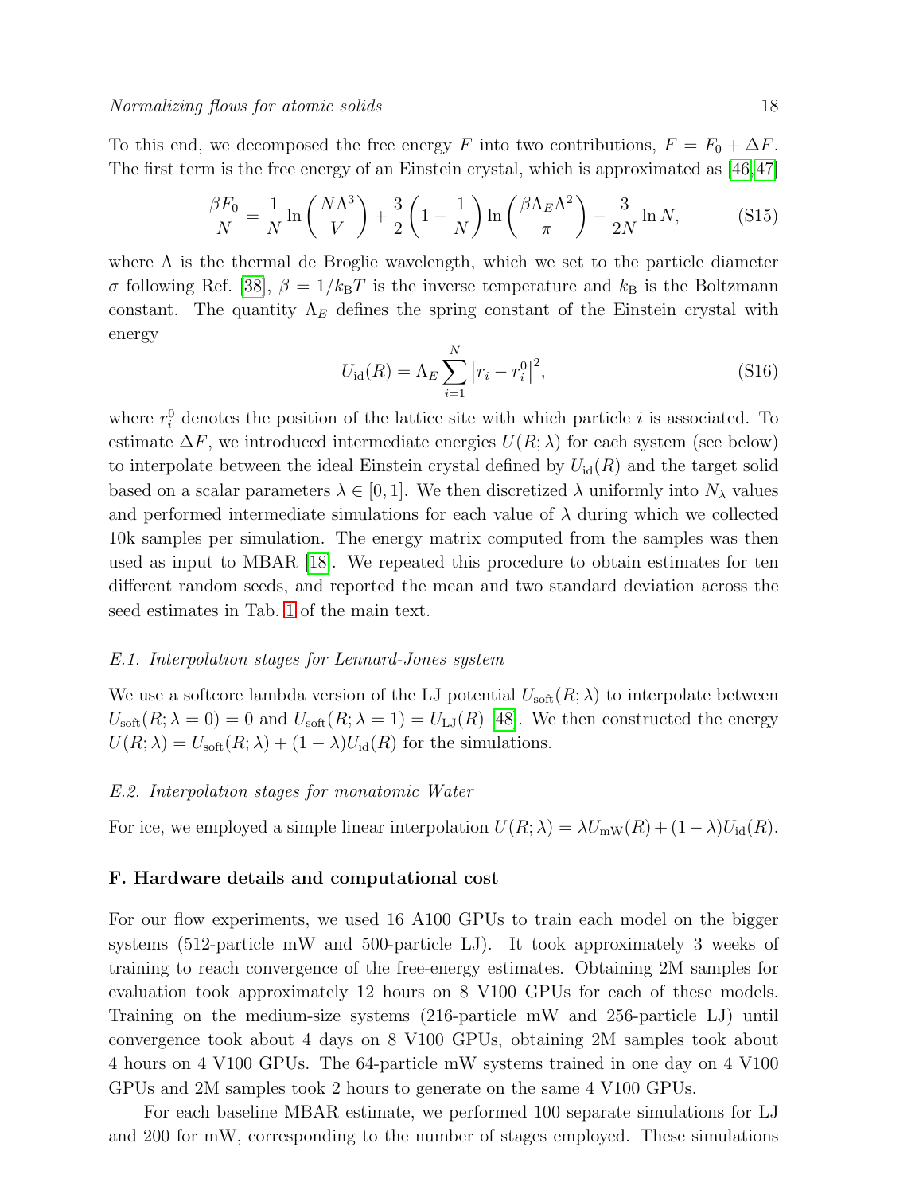To this end, we decomposed the free energy $F$ into two contributions, $F = F_0 + \Delta F$. The first term is the free energy of an Einstein crystal, which is approximated as [46,47]

$$\frac{\beta F_0}{N} = \frac{1}{N}\ln\left(\frac{N\Lambda^3}{V}\right) + \frac{3}{2}\left(1 - \frac{1}{N}\right)\ln\left(\frac{\beta\Lambda_E\Lambda^2}{\pi}\right) - \frac{3}{2N}\ln N, \tag{S15}$$

where $\Lambda$ is the thermal de Broglie wavelength, which we set to the particle diameter $\sigma$ following Ref. [38], $\beta = 1/k_{\mathrm{B}}T$ is the inverse temperature and $k_{\mathrm{B}}$ is the Boltzmann constant. The quantity $\Lambda_E$ defines the spring constant of the Einstein crystal with energy

$$U_{\mathrm{id}}(R) = \Lambda_E \sum_{i=1}^{N} \left|r_i - r_i^0\right|^2, \tag{S16}$$

where $r_i^0$ denotes the position of the lattice site with which particle $i$ is associated. To estimate $\Delta F$, we introduced intermediate energies $U(R;\lambda)$ for each system (see below) to interpolate between the ideal Einstein crystal defined by $U_{\mathrm{id}}(R)$ and the target solid based on a scalar parameters $\lambda \in [0,1]$. We then discretized $\lambda$ uniformly into $N_\lambda$ values and performed intermediate simulations for each value of $\lambda$ during which we collected 10k samples per simulation. The energy matrix computed from the samples was then used as input to MBAR [18]. We repeated this procedure to obtain estimates for ten different random seeds, and reported the mean and two standard deviation across the seed estimates in Tab. 1 of the main text.

### E.1. Interpolation stages for Lennard-Jones system

We use a softcore lambda version of the LJ potential $U_{\mathrm{soft}}(R;\lambda)$ to interpolate between $U_{\mathrm{soft}}(R;\lambda = 0) = 0$ and $U_{\mathrm{soft}}(R;\lambda = 1) = U_{\mathrm{LJ}}(R)$ [48]. We then constructed the energy $U(R;\lambda) = U_{\mathrm{soft}}(R;\lambda) + (1-\lambda)U_{\mathrm{id}}(R)$ for the simulations.

### E.2. Interpolation stages for monatomic Water

For ice, we employed a simple linear interpolation $U(R;\lambda) = \lambda U_{\mathrm{mW}}(R) + (1-\lambda)U_{\mathrm{id}}(R)$.

## F. Hardware details and computational cost

For our flow experiments, we used 16 A100 GPUs to train each model on the bigger systems (512-particle mW and 500-particle LJ). It took approximately 3 weeks of training to reach convergence of the free-energy estimates. Obtaining 2M samples for evaluation took approximately 12 hours on 8 V100 GPUs for each of these models. Training on the medium-size systems (216-particle mW and 256-particle LJ) until convergence took about 4 days on 8 V100 GPUs, obtaining 2M samples took about 4 hours on 4 V100 GPUs. The 64-particle mW systems trained in one day on 4 V100 GPUs and 2M samples took 2 hours to generate on the same 4 V100 GPUs.

For each baseline MBAR estimate, we performed 100 separate simulations for LJ and 200 for mW, corresponding to the number of stages employed. These simulations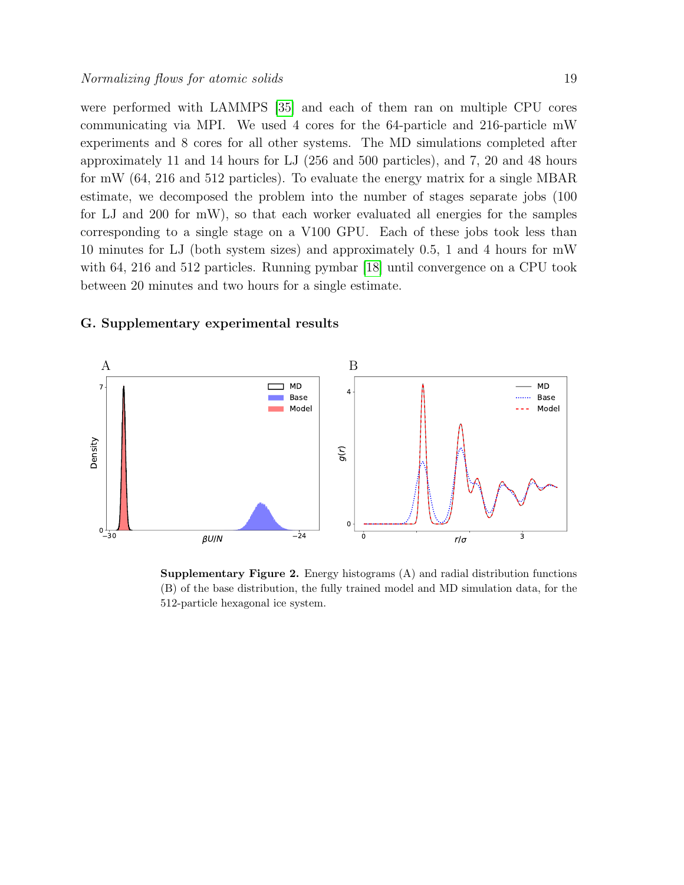were performed with LAMMPS [35] and each of them ran on multiple CPU cores communicating via MPI. We used 4 cores for the 64-particle and 216-particle mW experiments and 8 cores for all other systems. The MD simulations completed after approximately 11 and 14 hours for LJ (256 and 500 particles), and 7, 20 and 48 hours for mW (64, 216 and 512 particles). To evaluate the energy matrix for a single MBAR estimate, we decomposed the problem into the number of stages separate jobs (100 for LJ and 200 for mW), so that each worker evaluated all energies for the samples corresponding to a single stage on a V100 GPU. Each of these jobs took less than 10 minutes for LJ (both system sizes) and approximately 0.5, 1 and 4 hours for mW with 64, 216 and 512 particles. Running pymbar [18] until convergence on a CPU took between 20 minutes and two hours for a single estimate.

### G. Supplementary experimental results

**Supplementary Figure 2.** Energy histograms (A) and radial distribution functions (B) of the base distribution, the fully trained model and MD simulation data, for the 512-particle hexagonal ice system.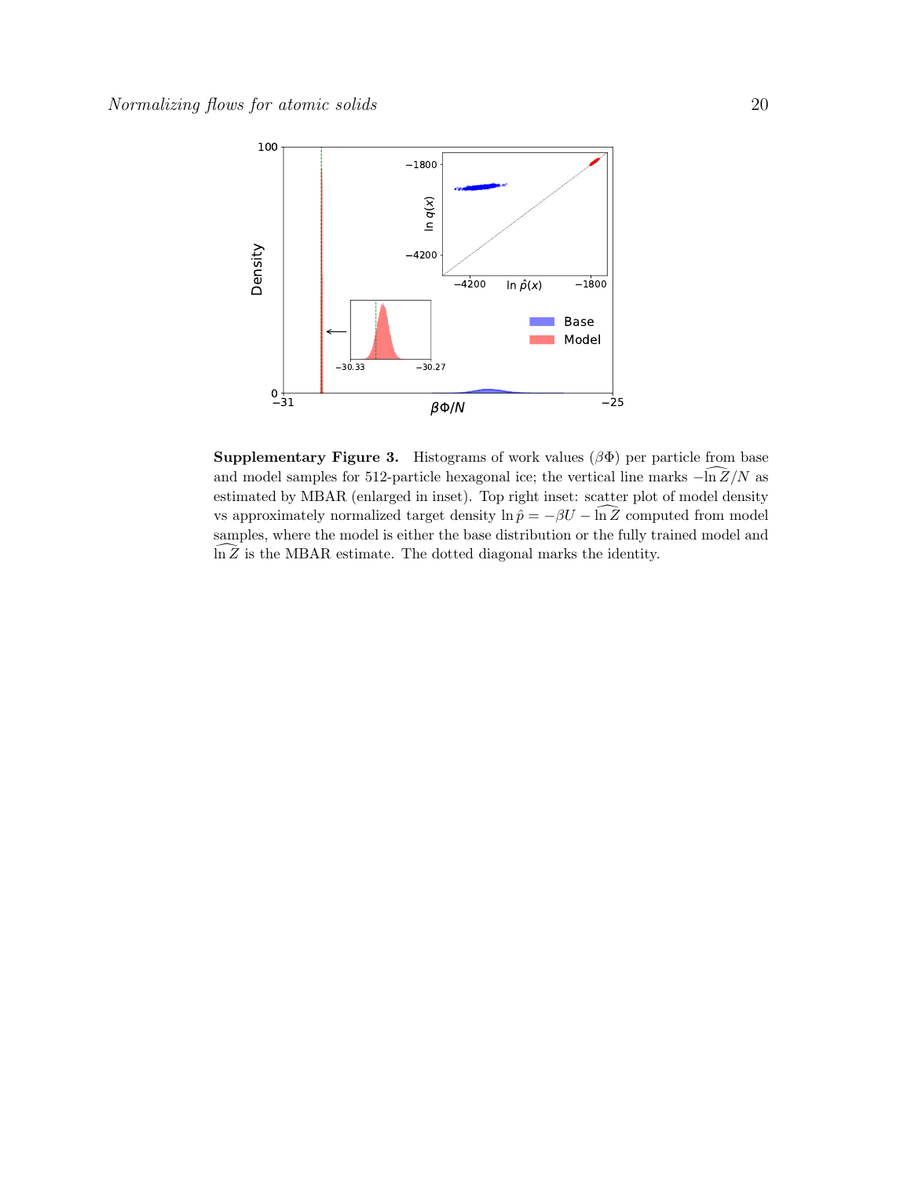100

0

−31

−25

Density

$\beta\Phi/N$

−1800

−4200

ln $q(x)$

−4200

ln $\hat{p}(x)$

−1800

−30.33

−30.27

Base

Model

**Supplementary Figure 3.** Histograms of work values ($\beta\Phi$) per particle from base and model samples for 512-particle hexagonal ice; the vertical line marks $-\widehat{\ln Z}/N$ as estimated by MBAR (enlarged in inset). Top right inset: scatter plot of model density vs approximately normalized target density $\ln \hat{p} = -\beta U - \widehat{\ln Z}$ computed from model samples, where the model is either the base distribution or the fully trained model and $\widehat{\ln Z}$ is the MBAR estimate. The dotted diagonal marks the identity.